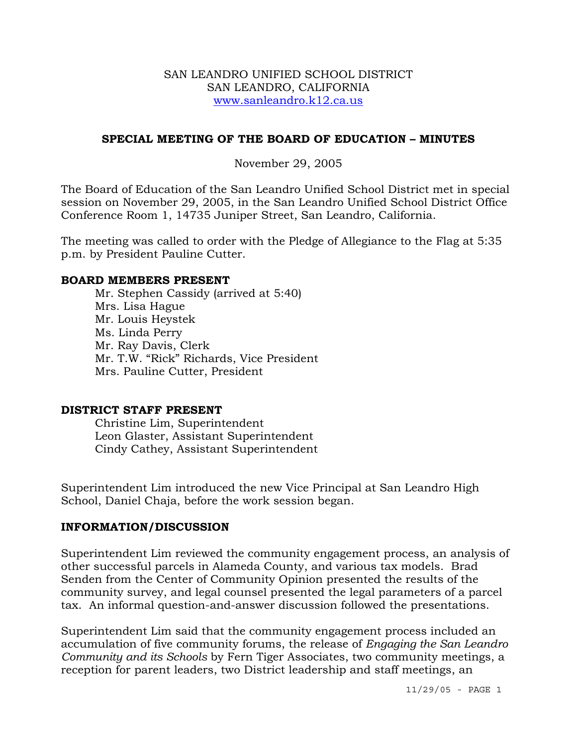SAN LEANDRO UNIFIED SCHOOL DISTRICT
SAN LEANDRO, CALIFORNIA
www.sanleandro.k12.ca.us

## SPECIAL MEETING OF THE BOARD OF EDUCATION – MINUTES

November 29, 2005

The Board of Education of the San Leandro Unified School District met in special session on November 29, 2005, in the San Leandro Unified School District Office Conference Room 1, 14735 Juniper Street, San Leandro, California.

The meeting was called to order with the Pledge of Allegiance to the Flag at 5:35 p.m. by President Pauline Cutter.

**BOARD MEMBERS PRESENT**

Mr. Stephen Cassidy (arrived at 5:40)
Mrs. Lisa Hague
Mr. Louis Heystek
Ms. Linda Perry
Mr. Ray Davis, Clerk
Mr. T.W. "Rick" Richards, Vice President
Mrs. Pauline Cutter, President

**DISTRICT STAFF PRESENT**

Christine Lim, Superintendent
Leon Glaster, Assistant Superintendent
Cindy Cathey, Assistant Superintendent

Superintendent Lim introduced the new Vice Principal at San Leandro High School, Daniel Chaja, before the work session began.

**INFORMATION/DISCUSSION**

Superintendent Lim reviewed the community engagement process, an analysis of other successful parcels in Alameda County, and various tax models. Brad Senden from the Center of Community Opinion presented the results of the community survey, and legal counsel presented the legal parameters of a parcel tax. An informal question-and-answer discussion followed the presentations.

Superintendent Lim said that the community engagement process included an accumulation of five community forums, the release of *Engaging the San Leandro Community and its Schools* by Fern Tiger Associates, two community meetings, a reception for parent leaders, two District leadership and staff meetings, an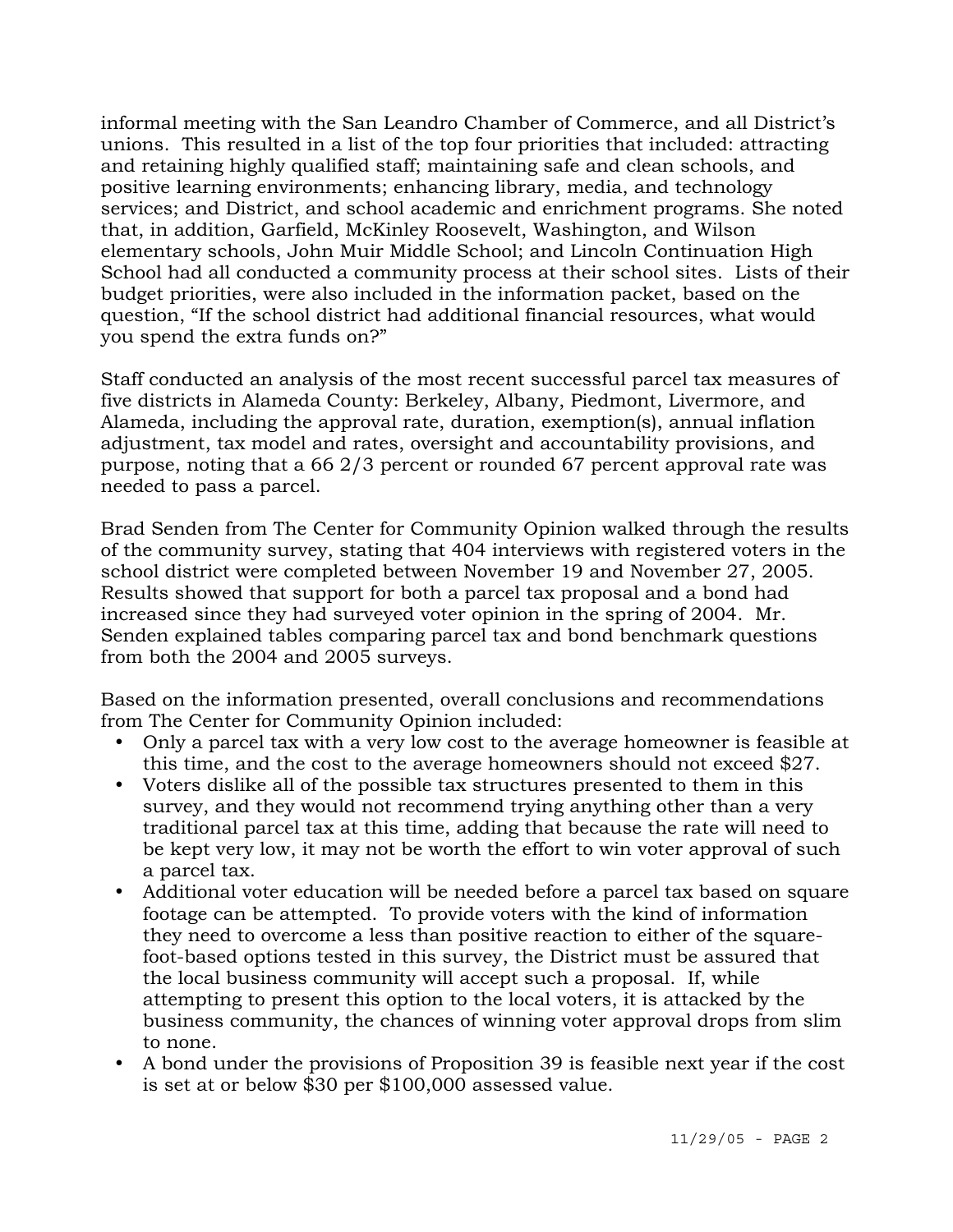informal meeting with the San Leandro Chamber of Commerce, and all District's unions. This resulted in a list of the top four priorities that included: attracting and retaining highly qualified staff; maintaining safe and clean schools, and positive learning environments; enhancing library, media, and technology services; and District, and school academic and enrichment programs. She noted that, in addition, Garfield, McKinley Roosevelt, Washington, and Wilson elementary schools, John Muir Middle School; and Lincoln Continuation High School had all conducted a community process at their school sites. Lists of their budget priorities, were also included in the information packet, based on the question, "If the school district had additional financial resources, what would you spend the extra funds on?"

Staff conducted an analysis of the most recent successful parcel tax measures of five districts in Alameda County: Berkeley, Albany, Piedmont, Livermore, and Alameda, including the approval rate, duration, exemption(s), annual inflation adjustment, tax model and rates, oversight and accountability provisions, and purpose, noting that a 66 2/3 percent or rounded 67 percent approval rate was needed to pass a parcel.

Brad Senden from The Center for Community Opinion walked through the results of the community survey, stating that 404 interviews with registered voters in the school district were completed between November 19 and November 27, 2005. Results showed that support for both a parcel tax proposal and a bond had increased since they had surveyed voter opinion in the spring of 2004. Mr. Senden explained tables comparing parcel tax and bond benchmark questions from both the 2004 and 2005 surveys.

Based on the information presented, overall conclusions and recommendations from The Center for Community Opinion included:

- Only a parcel tax with a very low cost to the average homeowner is feasible at this time, and the cost to the average homeowners should not exceed $27.
- Voters dislike all of the possible tax structures presented to them in this survey, and they would not recommend trying anything other than a very traditional parcel tax at this time, adding that because the rate will need to be kept very low, it may not be worth the effort to win voter approval of such a parcel tax.
- Additional voter education will be needed before a parcel tax based on square footage can be attempted. To provide voters with the kind of information they need to overcome a less than positive reaction to either of the square-foot-based options tested in this survey, the District must be assured that the local business community will accept such a proposal. If, while attempting to present this option to the local voters, it is attacked by the business community, the chances of winning voter approval drops from slim to none.
- A bond under the provisions of Proposition 39 is feasible next year if the cost is set at or below $30 per $100,000 assessed value.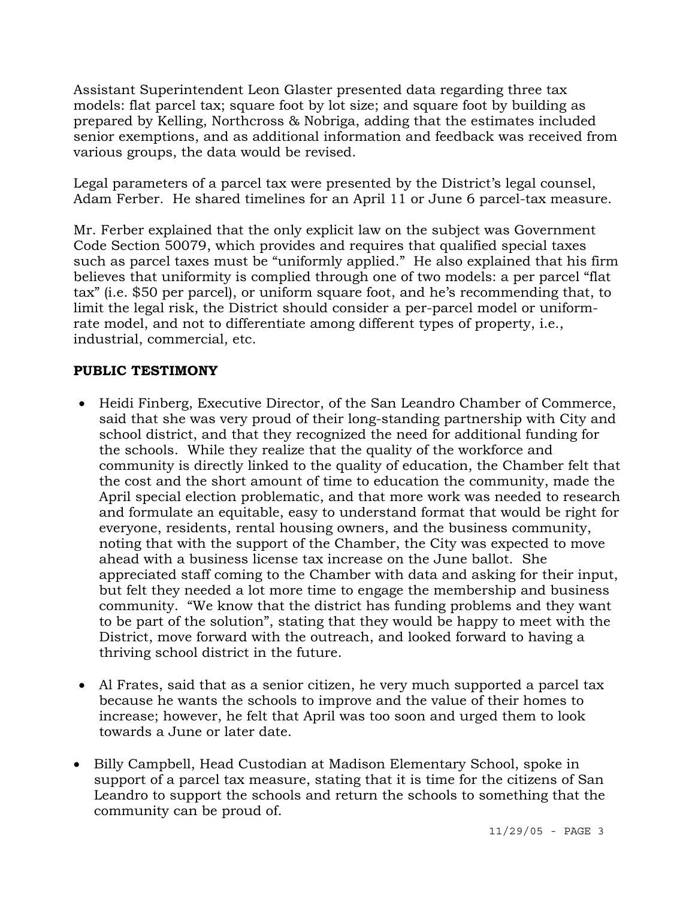Assistant Superintendent Leon Glaster presented data regarding three tax models: flat parcel tax; square foot by lot size; and square foot by building as prepared by Kelling, Northcross & Nobriga, adding that the estimates included senior exemptions, and as additional information and feedback was received from various groups, the data would be revised.

Legal parameters of a parcel tax were presented by the District's legal counsel, Adam Ferber. He shared timelines for an April 11 or June 6 parcel-tax measure.

Mr. Ferber explained that the only explicit law on the subject was Government Code Section 50079, which provides and requires that qualified special taxes such as parcel taxes must be "uniformly applied." He also explained that his firm believes that uniformity is complied through one of two models: a per parcel "flat tax" (i.e. $50 per parcel), or uniform square foot, and he's recommending that, to limit the legal risk, the District should consider a per-parcel model or uniform-rate model, and not to differentiate among different types of property, i.e., industrial, commercial, etc.

**PUBLIC TESTIMONY**

- Heidi Finberg, Executive Director, of the San Leandro Chamber of Commerce, said that she was very proud of their long-standing partnership with City and school district, and that they recognized the need for additional funding for the schools. While they realize that the quality of the workforce and community is directly linked to the quality of education, the Chamber felt that the cost and the short amount of time to education the community, made the April special election problematic, and that more work was needed to research and formulate an equitable, easy to understand format that would be right for everyone, residents, rental housing owners, and the business community, noting that with the support of the Chamber, the City was expected to move ahead with a business license tax increase on the June ballot. She appreciated staff coming to the Chamber with data and asking for their input, but felt they needed a lot more time to engage the membership and business community. "We know that the district has funding problems and they want to be part of the solution", stating that they would be happy to meet with the District, move forward with the outreach, and looked forward to having a thriving school district in the future.

- Al Frates, said that as a senior citizen, he very much supported a parcel tax because he wants the schools to improve and the value of their homes to increase; however, he felt that April was too soon and urged them to look towards a June or later date.

- Billy Campbell, Head Custodian at Madison Elementary School, spoke in support of a parcel tax measure, stating that it is time for the citizens of San Leandro to support the schools and return the schools to something that the community can be proud of.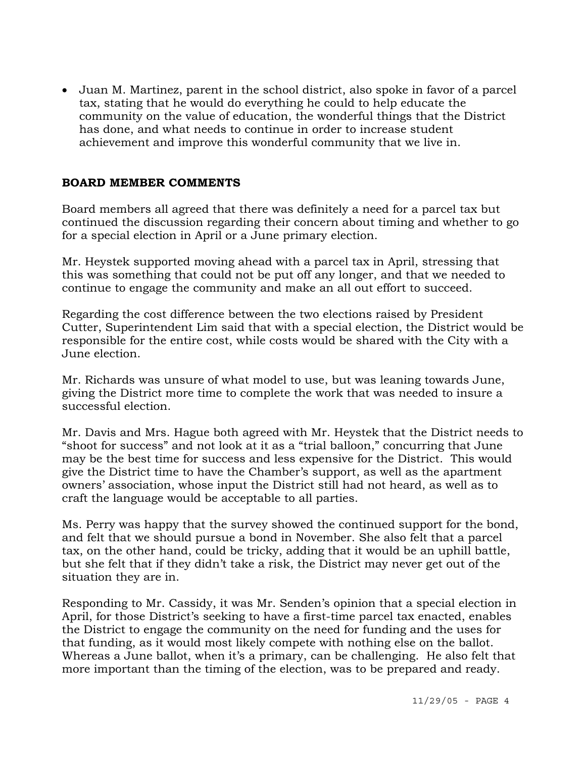- Juan M. Martinez, parent in the school district, also spoke in favor of a parcel tax, stating that he would do everything he could to help educate the community on the value of education, the wonderful things that the District has done, and what needs to continue in order to increase student achievement and improve this wonderful community that we live in.

**BOARD MEMBER COMMENTS**

Board members all agreed that there was definitely a need for a parcel tax but continued the discussion regarding their concern about timing and whether to go for a special election in April or a June primary election.

Mr. Heystek supported moving ahead with a parcel tax in April, stressing that this was something that could not be put off any longer, and that we needed to continue to engage the community and make an all out effort to succeed.

Regarding the cost difference between the two elections raised by President Cutter, Superintendent Lim said that with a special election, the District would be responsible for the entire cost, while costs would be shared with the City with a June election.

Mr. Richards was unsure of what model to use, but was leaning towards June, giving the District more time to complete the work that was needed to insure a successful election.

Mr. Davis and Mrs. Hague both agreed with Mr. Heystek that the District needs to "shoot for success" and not look at it as a "trial balloon," concurring that June may be the best time for success and less expensive for the District. This would give the District time to have the Chamber's support, as well as the apartment owners' association, whose input the District still had not heard, as well as to craft the language would be acceptable to all parties.

Ms. Perry was happy that the survey showed the continued support for the bond, and felt that we should pursue a bond in November. She also felt that a parcel tax, on the other hand, could be tricky, adding that it would be an uphill battle, but she felt that if they didn't take a risk, the District may never get out of the situation they are in.

Responding to Mr. Cassidy, it was Mr. Senden's opinion that a special election in April, for those District's seeking to have a first-time parcel tax enacted, enables the District to engage the community on the need for funding and the uses for that funding, as it would most likely compete with nothing else on the ballot. Whereas a June ballot, when it's a primary, can be challenging. He also felt that more important than the timing of the election, was to be prepared and ready.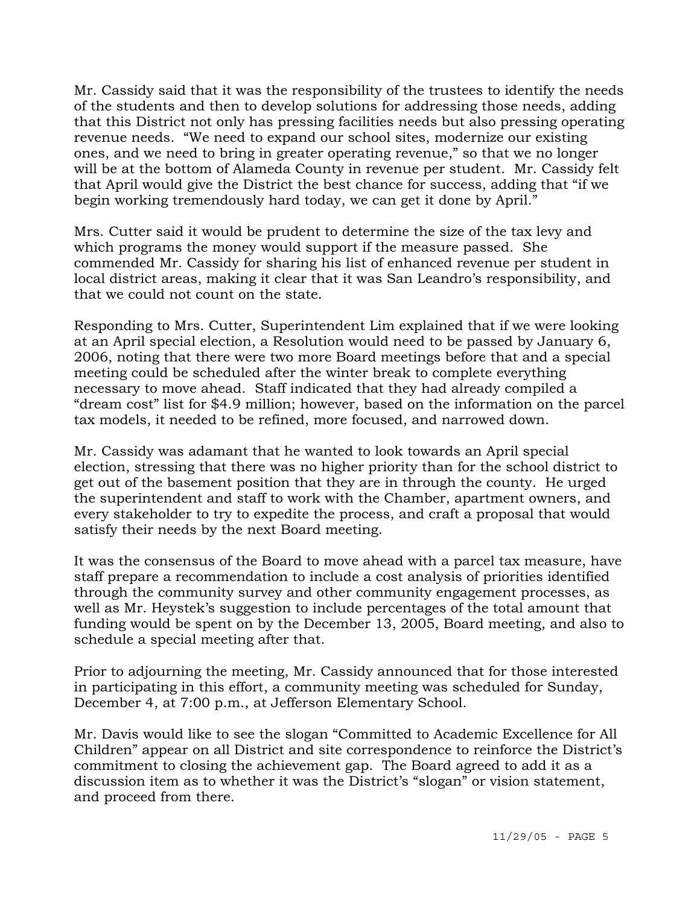Mr. Cassidy said that it was the responsibility of the trustees to identify the needs of the students and then to develop solutions for addressing those needs, adding that this District not only has pressing facilities needs but also pressing operating revenue needs. "We need to expand our school sites, modernize our existing ones, and we need to bring in greater operating revenue," so that we no longer will be at the bottom of Alameda County in revenue per student. Mr. Cassidy felt that April would give the District the best chance for success, adding that "if we begin working tremendously hard today, we can get it done by April."

Mrs. Cutter said it would be prudent to determine the size of the tax levy and which programs the money would support if the measure passed. She commended Mr. Cassidy for sharing his list of enhanced revenue per student in local district areas, making it clear that it was San Leandro's responsibility, and that we could not count on the state.

Responding to Mrs. Cutter, Superintendent Lim explained that if we were looking at an April special election, a Resolution would need to be passed by January 6, 2006, noting that there were two more Board meetings before that and a special meeting could be scheduled after the winter break to complete everything necessary to move ahead. Staff indicated that they had already compiled a "dream cost" list for $4.9 million; however, based on the information on the parcel tax models, it needed to be refined, more focused, and narrowed down.

Mr. Cassidy was adamant that he wanted to look towards an April special election, stressing that there was no higher priority than for the school district to get out of the basement position that they are in through the county. He urged the superintendent and staff to work with the Chamber, apartment owners, and every stakeholder to try to expedite the process, and craft a proposal that would satisfy their needs by the next Board meeting.

It was the consensus of the Board to move ahead with a parcel tax measure, have staff prepare a recommendation to include a cost analysis of priorities identified through the community survey and other community engagement processes, as well as Mr. Heystek's suggestion to include percentages of the total amount that funding would be spent on by the December 13, 2005, Board meeting, and also to schedule a special meeting after that.

Prior to adjourning the meeting, Mr. Cassidy announced that for those interested in participating in this effort, a community meeting was scheduled for Sunday, December 4, at 7:00 p.m., at Jefferson Elementary School.

Mr. Davis would like to see the slogan "Committed to Academic Excellence for All Children" appear on all District and site correspondence to reinforce the District's commitment to closing the achievement gap. The Board agreed to add it as a discussion item as to whether it was the District's "slogan" or vision statement, and proceed from there.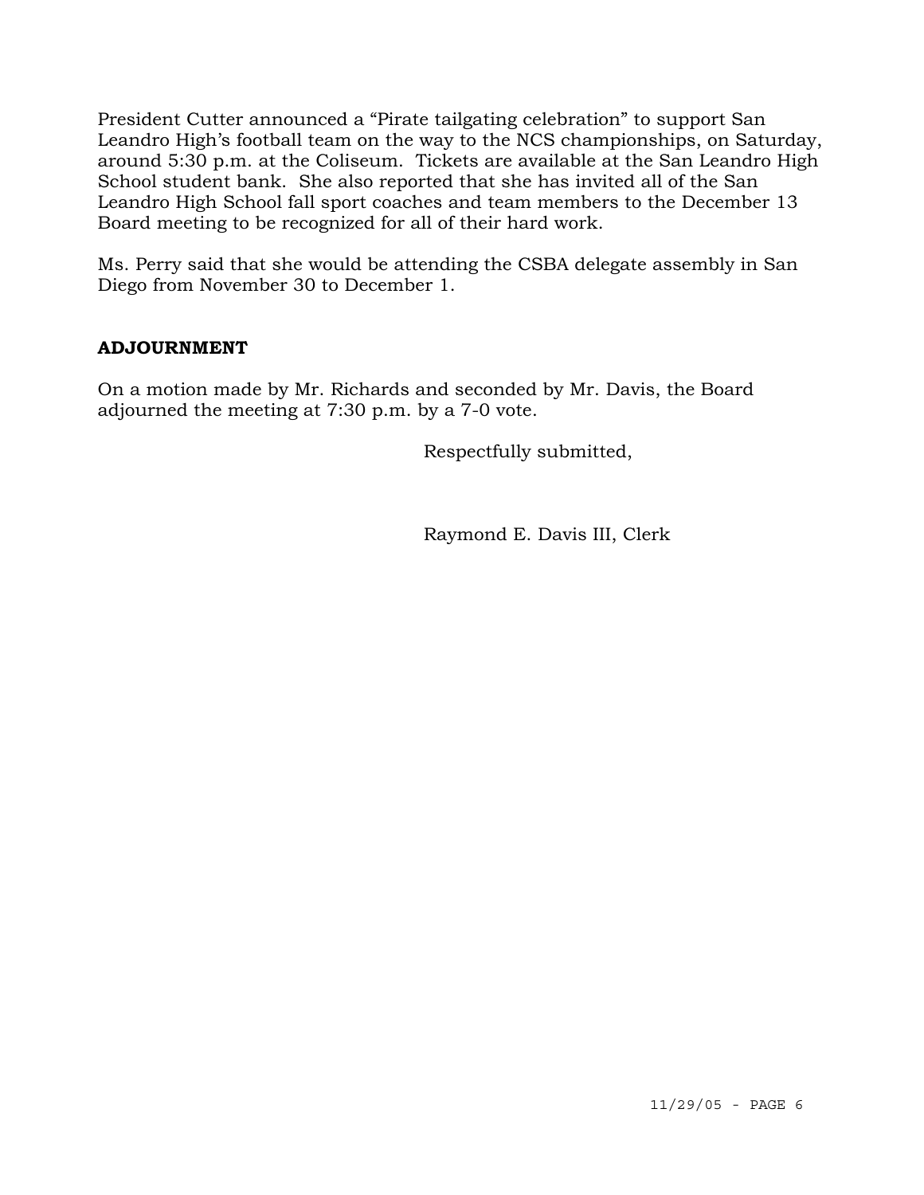President Cutter announced a "Pirate tailgating celebration" to support San Leandro High's football team on the way to the NCS championships, on Saturday, around 5:30 p.m. at the Coliseum. Tickets are available at the San Leandro High School student bank. She also reported that she has invited all of the San Leandro High School fall sport coaches and team members to the December 13 Board meeting to be recognized for all of their hard work.

Ms. Perry said that she would be attending the CSBA delegate assembly in San Diego from November 30 to December 1.

**ADJOURNMENT**

On a motion made by Mr. Richards and seconded by Mr. Davis, the Board adjourned the meeting at 7:30 p.m. by a 7-0 vote.

Respectfully submitted,

Raymond E. Davis III, Clerk